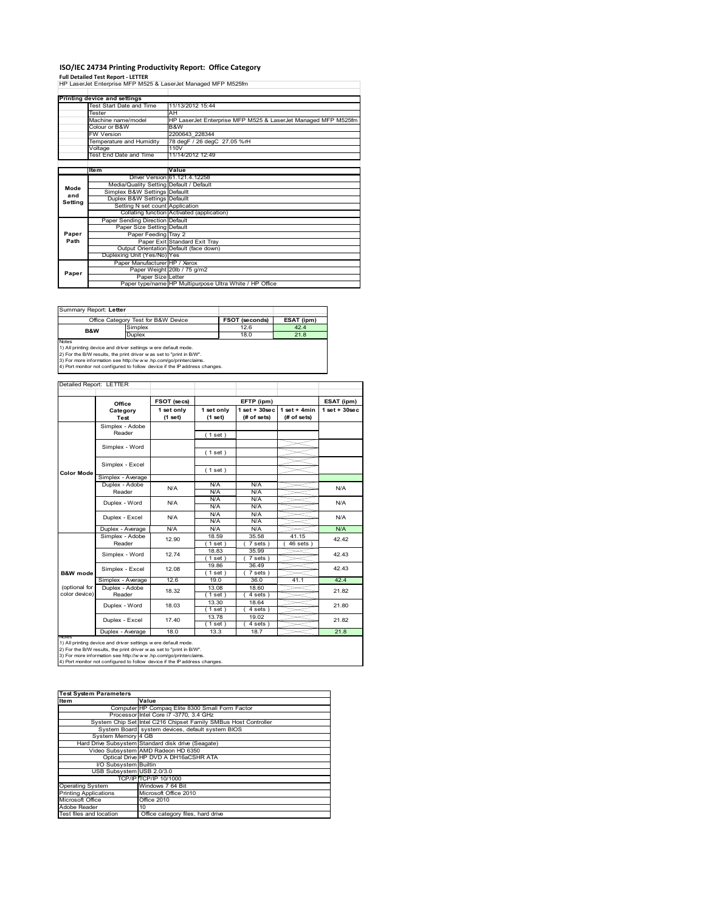# ISO/IEC 24734 Printing Productivity Report: Office Category

**Full Detailed Test Report - LETTER**

HP LaserJet Enterprise MFP M525 & LaserJet Managed MFP M525fm

| Printing device and settings | |
|---|---|
| Test Start Date and Time | 11/13/2012 15:44 |
| Tester | AH |
| Machine name/model | HP LaserJet Enterprise MFP M525 & LaserJet Managed MFP M525fm |
| Colour or B&W | B&W |
| FW Version | 2200643_228344 |
| Temperature and Humidity | 78 degF / 26 degC 27.05 %rH |
| Voltage | 110V |
| Test End Date and Time | 11/14/2012 12:49 |

| | Item | Value |
|---|---|---|
| Mode and Setting | Driver Version | 61.121.4.12258 |
| | Media/Quality Setting | Default / Default |
| | Simplex B&W Settings | Defaullt |
| | Duplex B&W Settings | Defaullt |
| | Setting N set count | Application |
| | Collating function | Activated (application) |
| Paper Path | Paper Sending Direction | Default |
| | Paper Size Setting | Default |
| | Paper Feeding | Tray 2 |
| | Paper Exit | Standard Exit Tray |
| | Output Orientation | Default (face down) |
| | Duplexing Unit (Yes/No) | Yes |
| Paper | Paper Manufacturer | HP / Xerox |
| | Paper Weight | 20lb / 75 g/m2 |
| | Paper Size | Letter |
| | Paper type/name | HP Multipurpose Ultra White / HP Office |

Summary Report: **Letter**

| Office Category Test for B&W Device | | FSOT (seconds) | ESAT (ipm) |
|---|---|---|---|
| B&W | Simplex | 12.6 | 42.4 |
| | Duplex | 18.0 | 21.8 |

Notes
1) All printing device and driver settings were default mode.
2) For the B/W results, the print driver was set to "print in B/W".
3) For more information see http://www.hp.com/go/printerclaims.
4) Port monitor not configured to follow device if the IP address changes.

Detailed Report: LETTER

| | Office Category Test | FSOT (secs) 1 set only (1 set) | EFTP (ipm) 1 set only (1 set) | EFTP (ipm) 1 set + 30sec (# of sets) | EFTP (ipm) 1 set + 4min (# of sets) | ESAT (ipm) 1 set + 30sec |
|---|---|---|---|---|---|---|
| Color Mode | Simplex - Adobe Reader | | ( 1 set ) | | | |
| | Simplex - Word | | ( 1 set ) | | | |
| | Simplex - Excel | | ( 1 set ) | | | |
| | Simplex - Average | | | | | |
| | Duplex - Adobe Reader | N/A | N/A / N/A | N/A / N/A | | N/A |
| | Duplex - Word | N/A | N/A / N/A | N/A / N/A | | N/A |
| | Duplex - Excel | N/A | N/A / N/A | N/A / N/A | | N/A |
| | Duplex - Average | N/A | N/A | N/A | | N/A |
| B&W mode (optional for color device) | Simplex - Adobe Reader | 12.90 | 18.59 ( 1 set ) | 35.58 ( 7 sets ) | 41.15 ( 46 sets ) | 42.42 |
| | Simplex - Word | 12.74 | 18.83 ( 1 set ) | 35.99 ( 7 sets ) | | 42.43 |
| | Simplex - Excel | 12.08 | 19.86 ( 1 set ) | 36.49 ( 7 sets ) | | 42.43 |
| | Simplex - Average | 12.6 | 19.0 | 36.0 | 41.1 | 42.4 |
| | Duplex - Adobe Reader | 18.32 | 13.08 ( 1 set ) | 18.60 ( 4 sets ) | | 21.82 |
| | Duplex - Word | 18.03 | 13.30 ( 1 set ) | 18.64 ( 4 sets ) | | 21.80 |
| | Duplex - Excel | 17.40 | 13.78 ( 1 set ) | 19.02 ( 4 sets ) | | 21.82 |
| | Duplex - Average | 18.0 | 13.3 | 18.7 | | 21.8 |

Notes
1) All printing device and driver settings were default mode.
2) For the B/W results, the print driver was set to "print in B/W".
3) For more information see http://www.hp.com/go/printerclaims.
4) Port monitor not configured to follow device if the IP address changes.

| Test System Parameters | |
|---|---|
| Item | Value |
| Computer | HP Compaq Elite 8300 Small Form Factor |
| Processor | Intel Core i7 -3770, 3.4 GHz |
| System Chip Set | Intel C216 Chipset Family SMBus Host Controller |
| System Board | system devices, default system BIOS |
| System Memory | 4 GB |
| Hard Drive Subsystem | Standard disk drive (Seagate) |
| Video Subsystem | AMD Radeon HD 6350 |
| Optical Drive | HP DVD A DH16aCSHR ATA |
| I/O Subsystem | Builtin |
| USB Subsystem | USB 2.0/3.0 |
| TCP/IP | TCP/IP 10/1000 |
| Operating System | Windows 7 64 Bit |
| Printing Applications | Microsoft Office 2010 |
| Microsoft Office | Office 2010 |
| Adobe Reader | 10 |
| Test files and location | Office category files, hard drive |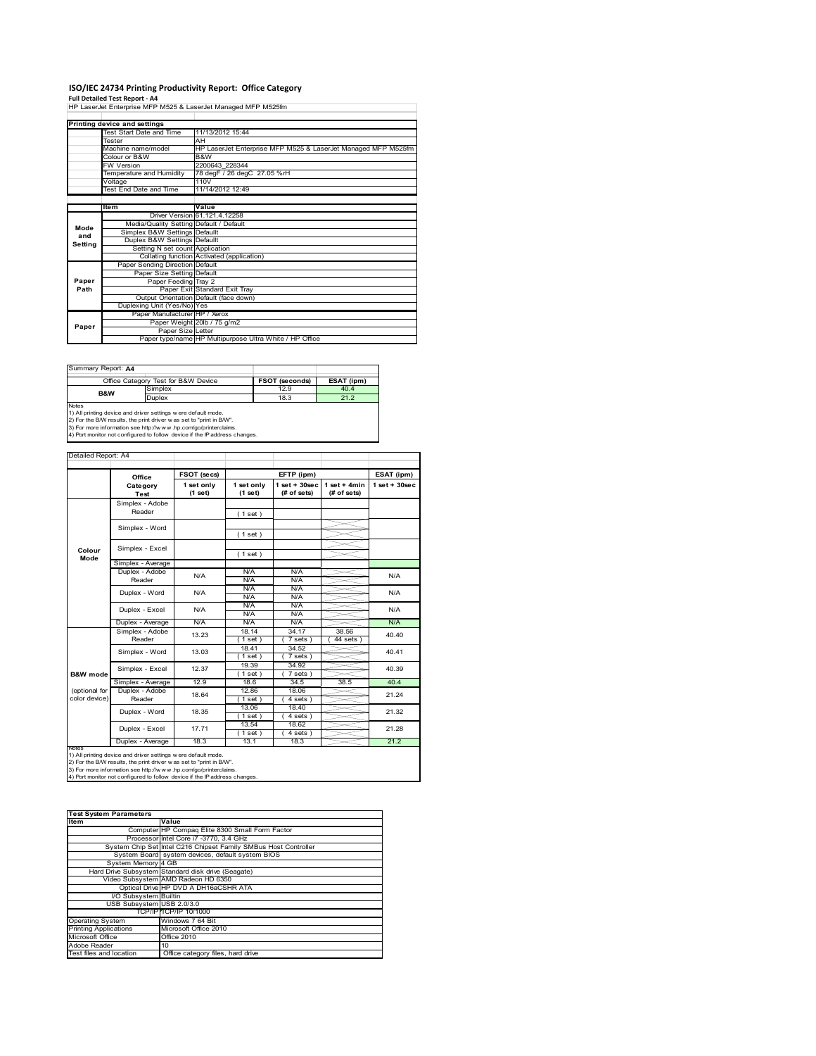# ISO/IEC 24734 Printing Productivity Report: Office Category

**Full Detailed Test Report - A4**

HP LaserJet Enterprise MFP M525 & LaserJet Managed MFP M525fm

| Printing device and settings | | |
|---|---|---|
| | Test Start Date and Time | 11/13/2012 15:44 |
| | Tester | AH |
| | Machine name/model | HP LaserJet Enterprise MFP M525 & LaserJet Managed MFP M525fm |
| | Colour or B&W | B&W |
| | FW Version | 2200643_228344 |
| | Temperature and Humidity | 78 degF / 26 degC 27.05 %rH |
| | Voltage | 110V |
| | Test End Date and Time | 11/14/2012 12:49 |

| | Item | Value |
|---|---|---|
| Mode and Setting | Driver Version | 61.121.4.12258 |
| | Media/Quality Setting | Default / Default |
| | Simplex B&W Settings | Defaullt |
| | Duplex B&W Settings | Defaullt |
| | Setting N set count | Application |
| | Collating function | Activated (application) |
| Paper Path | Paper Sending Direction | Default |
| | Paper Size Setting | Default |
| | Paper Feeding | Tray 2 |
| | Paper Exit | Standard Exit Tray |
| | Output Orientation | Default (face down) |
| | Duplexing Unit (Yes/No) | Yes |
| Paper | Paper Manufacturer | HP / Xerox |
| | Paper Weight | 20lb / 75 g/m2 |
| | Paper Size | Letter |
| | Paper type/name | HP Multipurpose Ultra White / HP Office |

Summary Report: **A4**

| Office Category Test for B&W Device | | FSOT (seconds) | ESAT (ipm) |
|---|---|---|---|
| B&W | Simplex | 12.9 | 40.4 |
| | Duplex | 18.3 | 21.2 |

Notes
1) All printing device and driver settings were default mode.
2) For the B/W results, the print driver was set to "print in B/W".
3) For more information see http://www.hp.com/go/printerclaims.
4) Port monitor not configured to follow device if the IP address changes.

Detailed Report: A4

| | Office Category Test | FSOT (secs) 1 set only (1 set) | EFTP (ipm) 1 set only (1 set) | EFTP (ipm) 1 set + 30sec (# of sets) | EFTP (ipm) 1 set + 4min (# of sets) | ESAT (ipm) 1 set + 30sec |
|---|---|---|---|---|---|---|
| Colour Mode | Simplex - Adobe Reader | | ( 1 set ) | | | |
| | Simplex - Word | | ( 1 set ) | | | |
| | Simplex - Excel | | ( 1 set ) | | | |
| | Simplex - Average | | | | | |
| | Duplex - Adobe Reader | N/A | N/A<br>N/A | N/A<br>N/A | | N/A |
| | Duplex - Word | N/A | N/A<br>N/A | N/A<br>N/A | | N/A |
| | Duplex - Excel | N/A | N/A<br>N/A | N/A<br>N/A | | N/A |
| | Duplex - Average | N/A | N/A | N/A | | N/A |
| B&W mode (optional for color device) | Simplex - Adobe Reader | 13.23 | 18.14<br>( 1 set ) | 34.17<br>( 7 sets ) | 38.56<br>( 44 sets ) | 40.40 |
| | Simplex - Word | 13.03 | 18.41<br>( 1 set ) | 34.52<br>( 7 sets ) | | 40.41 |
| | Simplex - Excel | 12.37 | 19.39<br>( 1 set ) | 34.92<br>( 7 sets ) | | 40.39 |
| | Simplex - Average | 12.9 | 18.6 | 34.5 | 38.5 | 40.4 |
| | Duplex - Adobe Reader | 18.64 | 12.86<br>( 1 set ) | 18.06<br>( 4 sets ) | | 21.24 |
| | Duplex - Word | 18.35 | 13.06<br>( 1 set ) | 18.40<br>( 4 sets ) | | 21.32 |
| | Duplex - Excel | 17.71 | 13.54<br>( 1 set ) | 18.62<br>( 4 sets ) | | 21.28 |
| | Duplex - Average | 18.3 | 13.1 | 18.3 | | 21.2 |

Notes
1) All printing device and driver settings were default mode.
2) For the B/W results, the print driver was set to "print in B/W".
3) For more information see http://www.hp.com/go/printerclaims.
4) Port monitor not configured to follow device if the IP address changes.

| Test System Parameters | |
|---|---|
| **Item** | **Value** |
| Computer | HP Compaq Elite 8300 Small Form Factor |
| Processor | Intel Core i7 -3770, 3.4 GHz |
| System Chip Set | Intel C216 Chipset Family SMBus Host Controller |
| System Board | system devices, default system BIOS |
| System Memory | 4 GB |
| Hard Drive Subsystem | Standard disk drive (Seagate) |
| Video Subsystem | AMD Radeon HD 6350 |
| Optical Drive | HP DVD A DH16aCSHR ATA |
| I/O Subsystem | Builtin |
| USB Subsystem | USB 2.0/3.0 |
| TCP/IP | TCP/IP 10/1000 |
| Operating System | Windows 7 64 Bit |
| Printing Applications | Microsoft Office 2010 |
| Microsoft Office | Office 2010 |
| Adobe Reader | 10 |
| Test files and location | Office category files, hard drive |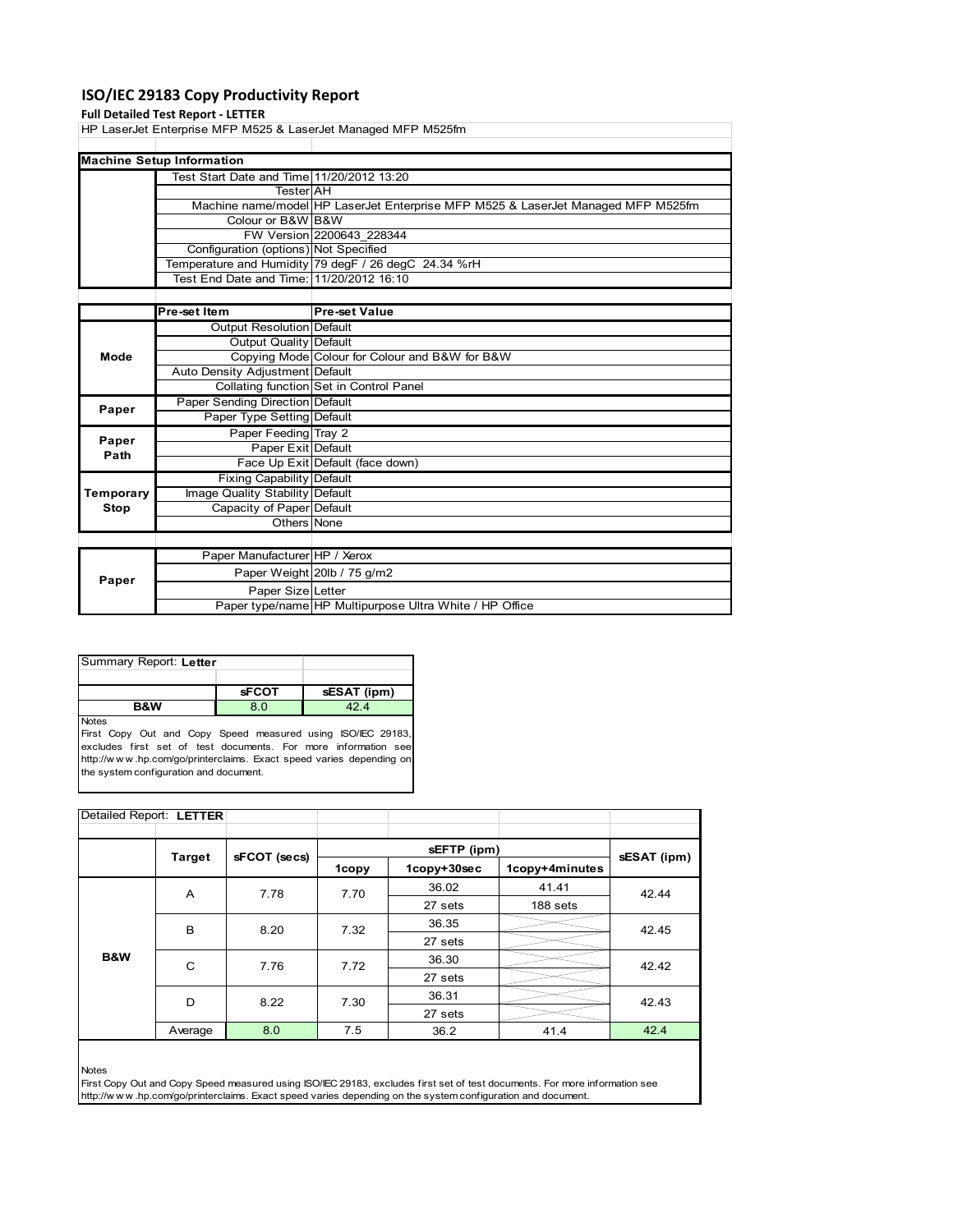# ISO/IEC 29183 Copy Productivity Report

**Full Detailed Test Report - LETTER**

HP LaserJet Enterprise MFP M525 & LaserJet Managed MFP M525fm

| Machine Setup Information | | |
|---|---|---|
| | Test Start Date and Time | 11/20/2012 13:20 |
| | Tester | AH |
| | Machine name/model | HP LaserJet Enterprise MFP M525 & LaserJet Managed MFP M525fm |
| | Colour or B&W | B&W |
| | FW Version | 2200643_228344 |
| | Configuration (options) | Not Specified |
| | Temperature and Humidity | 79 degF / 26 degC 24.34 %rH |
| | Test End Date and Time: | 11/20/2012 16:10 |

| | Pre-set Item | Pre-set Value |
|---|---|---|
| Mode | Output Resolution | Default |
| | Output Quality | Default |
| | Copying Mode | Colour for Colour and B&W for B&W |
| | Auto Density Adjustment | Default |
| | Collating function | Set in Control Panel |
| Paper | Paper Sending Direction | Default |
| | Paper Type Setting | Default |
| Paper Path | Paper Feeding | Tray 2 |
| | Paper Exit | Default |
| | Face Up Exit | Default (face down) |
| Temporary Stop | Fixing Capability | Default |
| | Image Quality Stability | Default |
| | Capacity of Paper | Default |
| | Others | None |

| | | |
|---|---|---|
| Paper | Paper Manufacturer | HP / Xerox |
| | Paper Weight | 20lb / 75 g/m2 |
| | Paper Size | Letter |
| | Paper type/name | HP Multipurpose Ultra White / HP Office |

Summary Report: **Letter**

| | sFCOT | sESAT (ipm) |
|---|---|---|
| B&W | 8.0 | 42.4 |

Notes
First Copy Out and Copy Speed measured using ISO/IEC 29183, excludes first set of test documents. For more information see http://www.hp.com/go/printerclaims. Exact speed varies depending on the system configuration and document.

Detailed Report: **LETTER**

| | Target | sFCOT (secs) | sEFTP (ipm) | | | sESAT (ipm) |
|---|---|---|---|---|---|---|
| | | | 1copy | 1copy+30sec | 1copy+4minutes | |
| B&W | A | 7.78 | 7.70 | 36.02 / 27 sets | 41.41 / 188 sets | 42.44 |
| | B | 8.20 | 7.32 | 36.35 / 27 sets | | 42.45 |
| | C | 7.76 | 7.72 | 36.30 / 27 sets | | 42.42 |
| | D | 8.22 | 7.30 | 36.31 / 27 sets | | 42.43 |
| | Average | 8.0 | 7.5 | 36.2 | 41.4 | 42.4 |

Notes
First Copy Out and Copy Speed measured using ISO/IEC 29183, excludes first set of test documents. For more information see http://www.hp.com/go/printerclaims. Exact speed varies depending on the system configuration and document.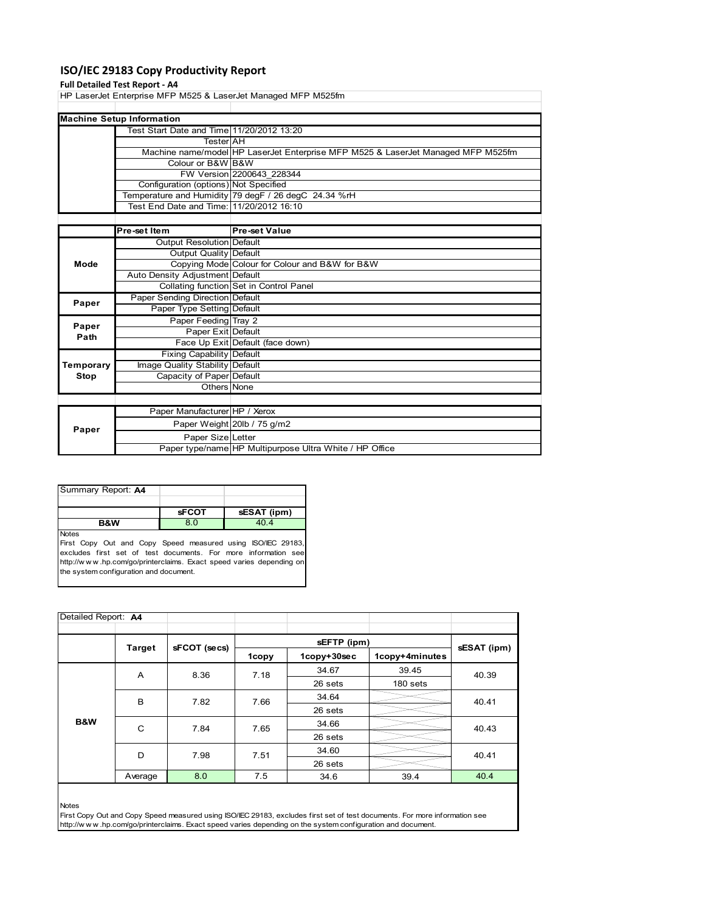# ISO/IEC 29183 Copy Productivity Report

**Full Detailed Test Report - A4**

HP LaserJet Enterprise MFP M525 & LaserJet Managed MFP M525fm

| Machine Setup Information | | |
|---|---|---|
| | Test Start Date and Time | 11/20/2012 13:20 |
| | Tester | AH |
| | Machine name/model | HP LaserJet Enterprise MFP M525 & LaserJet Managed MFP M525fm |
| | Colour or B&W | B&W |
| | FW Version | 2200643_228344 |
| | Configuration (options) | Not Specified |
| | Temperature and Humidity | 79 degF / 26 degC 24.34 %rH |
| | Test End Date and Time: | 11/20/2012 16:10 |

| | Pre-set Item | Pre-set Value |
|---|---|---|
| Mode | Output Resolution | Default |
| | Output Quality | Default |
| | Copying Mode | Colour for Colour and B&W for B&W |
| | Auto Density Adjustment | Default |
| | Collating function | Set in Control Panel |
| Paper | Paper Sending Direction | Default |
| | Paper Type Setting | Default |
| Paper Path | Paper Feeding | Tray 2 |
| | Paper Exit | Default |
| | Face Up Exit | Default (face down) |
| Temporary Stop | Fixing Capability | Default |
| | Image Quality Stability | Default |
| | Capacity of Paper | Default |
| | Others | None |

| | | |
|---|---|---|
| Paper | Paper Manufacturer | HP / Xerox |
| | Paper Weight | 20lb / 75 g/m2 |
| | Paper Size | Letter |
| | Paper type/name | HP Multipurpose Ultra White / HP Office |

| Summary Report: **A4** | | |
|---|---|---|
| | **sFCOT** | **sESAT (ipm)** |
| **B&W** | 8.0 | 40.4 |

Notes

First Copy Out and Copy Speed measured using ISO/IEC 29183, excludes first set of test documents. For more information see http://www.hp.com/go/printerclaims. Exact speed varies depending on the system configuration and document.

Detailed Report: **A4**

| | Target | sFCOT (secs) | sEFTP (ipm) | | | sESAT (ipm) |
|---|---|---|---|---|---|---|
| | | | 1copy | 1copy+30sec | 1copy+4minutes | |
| B&W | A | 8.36 | 7.18 | 34.67 | 39.45 | 40.39 |
| | | | | 26 sets | 180 sets | |
| | B | 7.82 | 7.66 | 34.64 | | 40.41 |
| | | | | 26 sets | | |
| | C | 7.84 | 7.65 | 34.66 | | 40.43 |
| | | | | 26 sets | | |
| | D | 7.98 | 7.51 | 34.60 | | 40.41 |
| | | | | 26 sets | | |
| | Average | 8.0 | 7.5 | 34.6 | 39.4 | 40.4 |

Notes

First Copy Out and Copy Speed measured using ISO/IEC 29183, excludes first set of test documents. For more information see http://www.hp.com/go/printerclaims. Exact speed varies depending on the system configuration and document.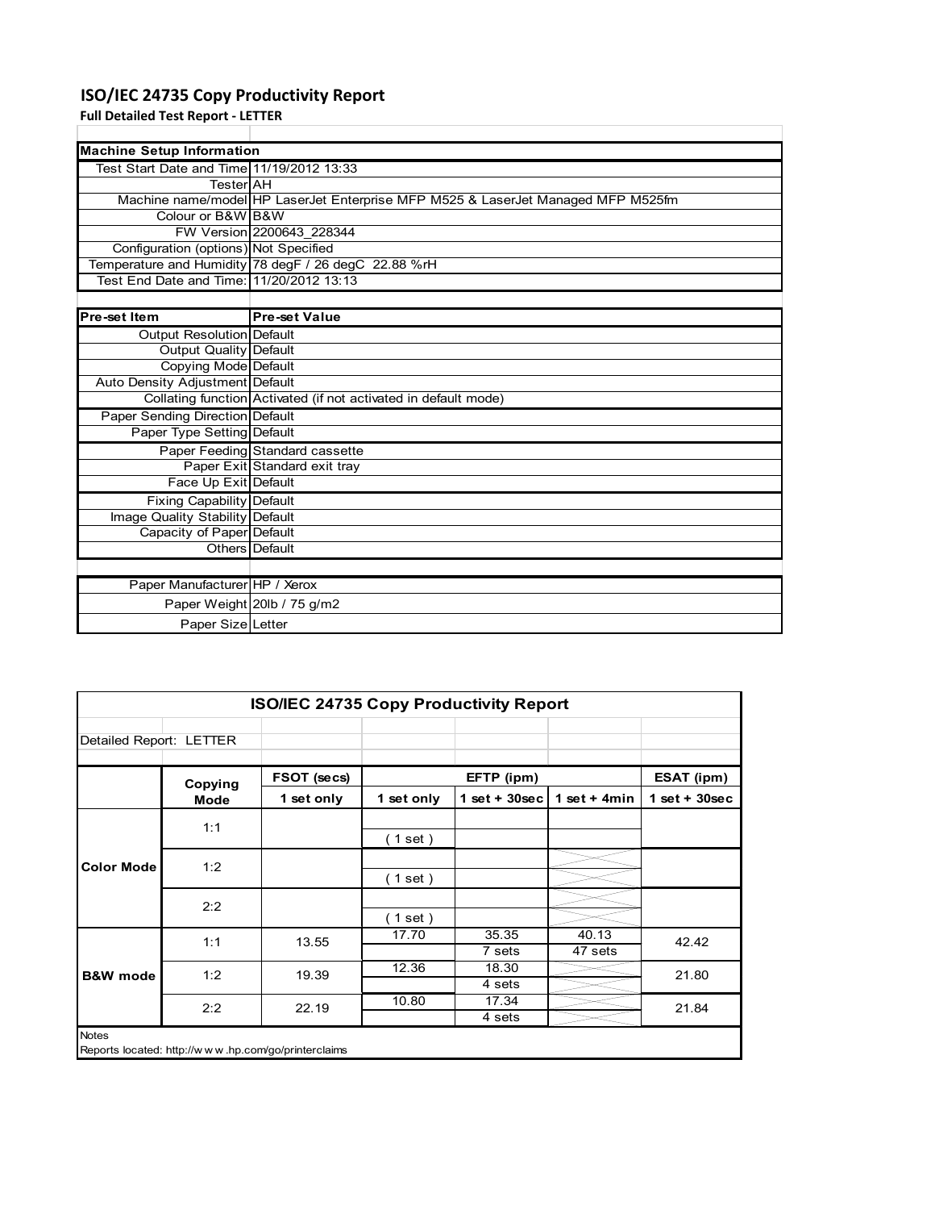# ISO/IEC 24735 Copy Productivity Report

**Full Detailed Test Report - LETTER**

| Machine Setup Information | |
|---|---|
| Test Start Date and Time | 11/19/2012 13:33 |
| Tester | AH |
| Machine name/model | HP LaserJet Enterprise MFP M525 & LaserJet Managed MFP M525fm |
| Colour or B&W | B&W |
| FW Version | 2200643_228344 |
| Configuration (options) | Not Specified |
| Temperature and Humidity | 78 degF / 26 degC 22.88 %rH |
| Test End Date and Time: | 11/20/2012 13:13 |

| Pre-set Item | Pre-set Value |
|---|---|
| Output Resolution | Default |
| Output Quality | Default |
| Copying Mode | Default |
| Auto Density Adjustment | Default |
| Collating function | Activated (if not activated in default mode) |
| Paper Sending Direction | Default |
| Paper Type Setting | Default |
| Paper Feeding | Standard cassette |
| Paper Exit | Standard exit tray |
| Face Up Exit | Default |
| Fixing Capability | Default |
| Image Quality Stability | Default |
| Capacity of Paper | Default |
| Others | Default |

| | |
|---|---|
| Paper Manufacturer | HP / Xerox |
| Paper Weight | 20lb / 75 g/m2 |
| Paper Size | Letter |

**ISO/IEC 24735 Copy Productivity Report**

Detailed Report: LETTER

| | Copying Mode | FSOT (secs) | EFTP (ipm) | | | ESAT (ipm) |
|---|---|---|---|---|---|---|
| | | 1 set only | 1 set only | 1 set + 30sec | 1 set + 4min | 1 set + 30sec |
| Color Mode | 1:1 | | ( 1 set ) | | | |
| | 1:2 | | ( 1 set ) | | | |
| | 2:2 | | ( 1 set ) | | | |
| B&W mode | 1:1 | 13.55 | 17.70 | 35.35<br>7 sets | 40.13<br>47 sets | 42.42 |
| | 1:2 | 19.39 | 12.36 | 18.30<br>4 sets | | 21.80 |
| | 2:2 | 22.19 | 10.80 | 17.34<br>4 sets | | 21.84 |

Notes

Reports located: http://w w w .hp.com/go/printerclaims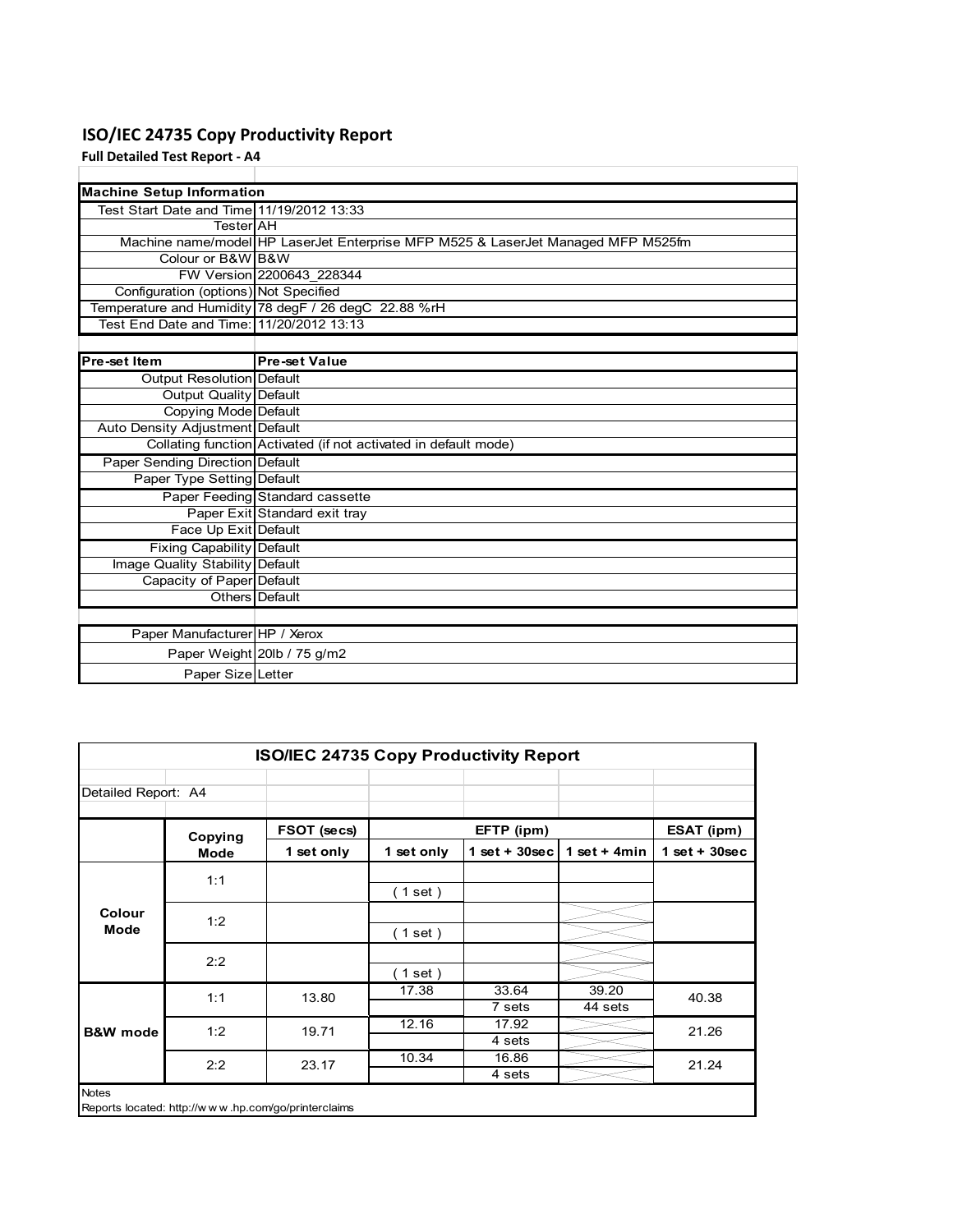## ISO/IEC 24735 Copy Productivity Report

**Full Detailed Test Report - A4**

| Machine Setup Information | |
|---|---|
| Test Start Date and Time | 11/19/2012 13:33 |
| Tester | AH |
| Machine name/model | HP LaserJet Enterprise MFP M525 & LaserJet Managed MFP M525fm |
| Colour or B&W | B&W |
| FW Version | 2200643_228344 |
| Configuration (options) | Not Specified |
| Temperature and Humidity | 78 degF / 26 degC 22.88 %rH |
| Test End Date and Time: | 11/20/2012 13:13 |

| Pre-set Item | Pre-set Value |
|---|---|
| Output Resolution | Default |
| Output Quality | Default |
| Copying Mode | Default |
| Auto Density Adjustment | Default |
| Collating function | Activated (if not activated in default mode) |
| Paper Sending Direction | Default |
| Paper Type Setting | Default |
| Paper Feeding | Standard cassette |
| Paper Exit | Standard exit tray |
| Face Up Exit | Default |
| Fixing Capability | Default |
| Image Quality Stability | Default |
| Capacity of Paper | Default |
| Others | Default |

| | |
|---|---|
| Paper Manufacturer | HP / Xerox |
| Paper Weight | 20lb / 75 g/m2 |
| Paper Size | Letter |

**ISO/IEC 24735 Copy Productivity Report**

Detailed Report: A4

| | Copying Mode | FSOT (secs) | EFTP (ipm) | | | ESAT (ipm) |
|---|---|---|---|---|---|---|
| | | 1 set only | 1 set only | 1 set + 30sec | 1 set + 4min | 1 set + 30sec |
| Colour Mode | 1:1 | | ( 1 set ) | | | |
| | 1:2 | | ( 1 set ) | | | |
| | 2:2 | | ( 1 set ) | | | |
| B&W mode | 1:1 | 13.80 | 17.38 | 33.64<br>7 sets | 39.20<br>44 sets | 40.38 |
| | 1:2 | 19.71 | 12.16 | 17.92<br>4 sets | | 21.26 |
| | 2:2 | 23.17 | 10.34 | 16.86<br>4 sets | | 21.24 |

Notes

Reports located: http://w w w .hp.com/go/printerclaims